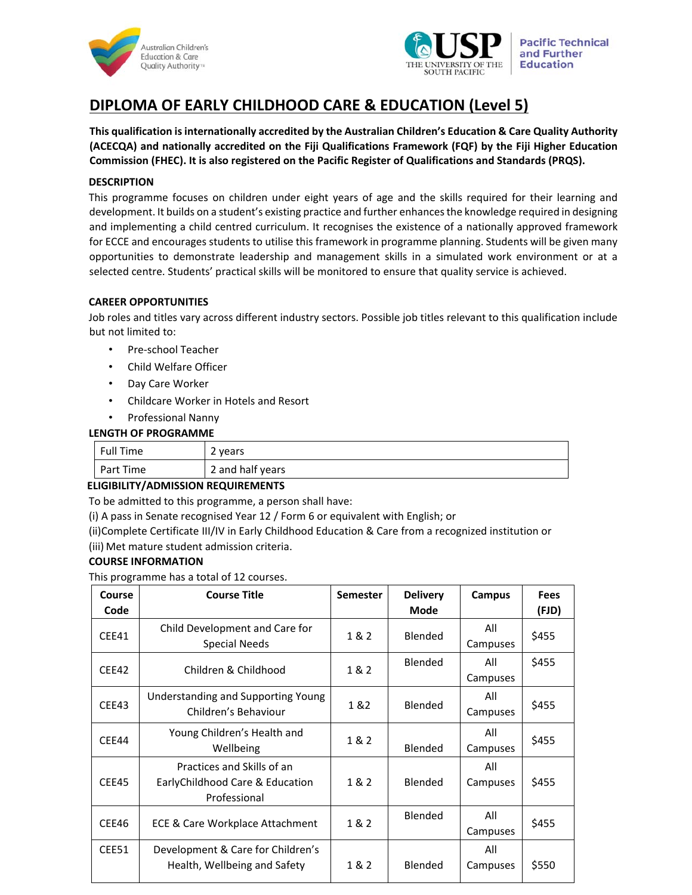# DIPLOMA OF EARLY CHILDHOOD CARE & EDUCATION (Level 5)

**This qualification is internationally accredited by the Australian Children's Education & Care Quality Authority (ACECQA) and nationally accredited on the Fiji Qualifications Framework (FQF) by the Fiji Higher Education Commission (FHEC). It is also registered on the Pacific Register of Qualifications and Standards (PRQS).**

### DESCRIPTION

This programme focuses on children under eight years of age and the skills required for their learning and development. It builds on a student's existing practice and further enhances the knowledge required in designing and implementing a child centred curriculum. It recognises the existence of a nationally approved framework for ECCE and encourages students to utilise this framework in programme planning. Students will be given many opportunities to demonstrate leadership and management skills in a simulated work environment or at a selected centre. Students' practical skills will be monitored to ensure that quality service is achieved.

### CAREER OPPORTUNITIES

Job roles and titles vary across different industry sectors. Possible job titles relevant to this qualification include but not limited to:

- Pre-school Teacher
- Child Welfare Officer
- Day Care Worker
- Childcare Worker in Hotels and Resort
- Professional Nanny

### LENGTH OF PROGRAMME

| | |
|---|---|
| Full Time | 2 years |
| Part Time | 2 and half years |

### ELIGIBILITY/ADMISSION REQUIREMENTS

To be admitted to this programme, a person shall have:

(i) A pass in Senate recognised Year 12 / Form 6 or equivalent with English; or

(ii)Complete Certificate III/IV in Early Childhood Education & Care from a recognized institution or

(iii) Met mature student admission criteria.

### COURSE INFORMATION

This programme has a total of 12 courses.

| Course Code | Course Title | Semester | Delivery Mode | Campus | Fees (FJD) |
|---|---|---|---|---|---|
| CEE41 | Child Development and Care for Special Needs | 1 & 2 | Blended | All Campuses | $455 |
| CEE42 | Children & Childhood | 1 & 2 | Blended | All Campuses | $455 |
| CEE43 | Understanding and Supporting Young Children's Behaviour | 1 &2 | Blended | All Campuses | $455 |
| CEE44 | Young Children's Health and Wellbeing | 1 & 2 | Blended | All Campuses | $455 |
| CEE45 | Practices and Skills of an EarlyChildhood Care & Education Professional | 1 & 2 | Blended | All Campuses | $455 |
| CEE46 | ECE & Care Workplace Attachment | 1 & 2 | Blended | All Campuses | $455 |
| CEE51 | Development & Care for Children's Health, Wellbeing and Safety | 1 & 2 | Blended | All Campuses | $550 |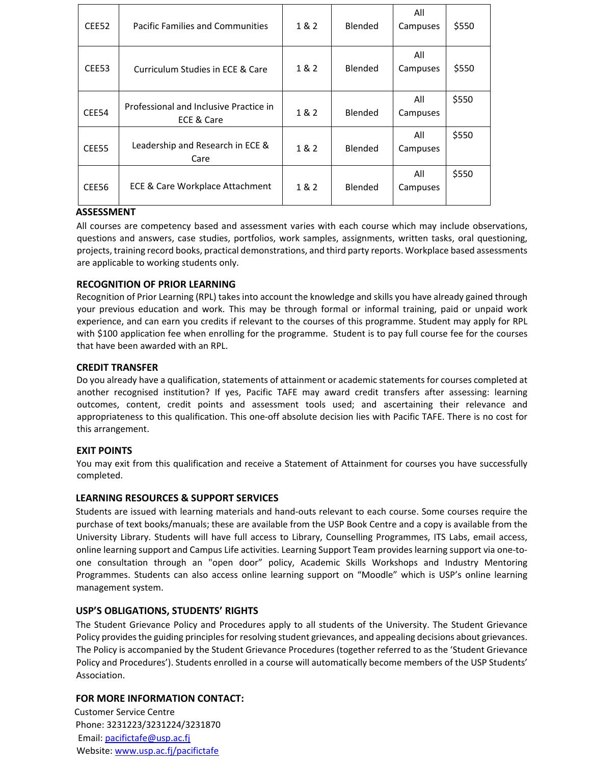| | | | | | |
|---|---|---|---|---|---|
| CEE52 | Pacific Families and Communities | 1 & 2 | Blended | All Campuses | $550 |
| CEE53 | Curriculum Studies in ECE & Care | 1 & 2 | Blended | All Campuses | $550 |
| CEE54 | Professional and Inclusive Practice in ECE & Care | 1 & 2 | Blended | All Campuses | $550 |
| CEE55 | Leadership and Research in ECE & Care | 1 & 2 | Blended | All Campuses | $550 |
| CEE56 | ECE & Care Workplace Attachment | 1 & 2 | Blended | All Campuses | $550 |

**ASSESSMENT**

All courses are competency based and assessment varies with each course which may include observations, questions and answers, case studies, portfolios, work samples, assignments, written tasks, oral questioning, projects, training record books, practical demonstrations, and third party reports. Workplace based assessments are applicable to working students only.

**RECOGNITION OF PRIOR LEARNING**

Recognition of Prior Learning (RPL) takes into account the knowledge and skills you have already gained through your previous education and work. This may be through formal or informal training, paid or unpaid work experience, and can earn you credits if relevant to the courses of this programme. Student may apply for RPL with $100 application fee when enrolling for the programme. Student is to pay full course fee for the courses that have been awarded with an RPL.

**CREDIT TRANSFER**

Do you already have a qualification, statements of attainment or academic statements for courses completed at another recognised institution? If yes, Pacific TAFE may award credit transfers after assessing: learning outcomes, content, credit points and assessment tools used; and ascertaining their relevance and appropriateness to this qualification. This one-off absolute decision lies with Pacific TAFE. There is no cost for this arrangement.

**EXIT POINTS**

You may exit from this qualification and receive a Statement of Attainment for courses you have successfully completed.

**LEARNING RESOURCES & SUPPORT SERVICES**

Students are issued with learning materials and hand-outs relevant to each course. Some courses require the purchase of text books/manuals; these are available from the USP Book Centre and a copy is available from the University Library. Students will have full access to Library, Counselling Programmes, ITS Labs, email access, online learning support and Campus Life activities. Learning Support Team provides learning support via one-to-one consultation through an "open door" policy, Academic Skills Workshops and Industry Mentoring Programmes. Students can also access online learning support on "Moodle" which is USP's online learning management system.

**USP'S OBLIGATIONS, STUDENTS' RIGHTS**

The Student Grievance Policy and Procedures apply to all students of the University. The Student Grievance Policy provides the guiding principles for resolving student grievances, and appealing decisions about grievances. The Policy is accompanied by the Student Grievance Procedures (together referred to as the 'Student Grievance Policy and Procedures'). Students enrolled in a course will automatically become members of the USP Students' Association.

**FOR MORE INFORMATION CONTACT:**

Customer Service Centre
Phone: 3231223/3231224/3231870
Email: pacifictafe@usp.ac.fj
Website: www.usp.ac.fj/pacifictafe